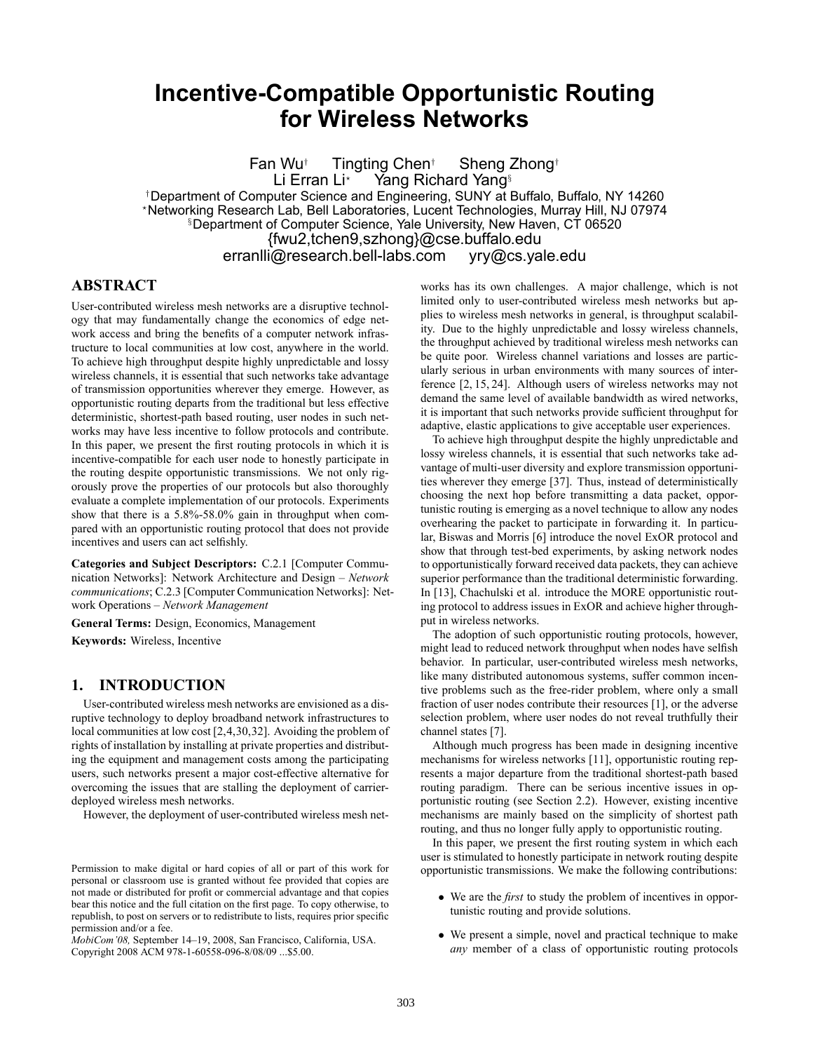# Incentive-Compatible Opportunistic Routing for Wireless Networks

Fan Wu[†] Tingting Chen[†] Sheng Zhong[†]
Li Erran Li[⋆] Yang Richard Yang[§]

[†]Department of Computer Science and Engineering, SUNY at Buffalo, Buffalo, NY 14260
[⋆]Networking Research Lab, Bell Laboratories, Lucent Technologies, Murray Hill, NJ 07974
[§]Department of Computer Science, Yale University, New Haven, CT 06520
{fwu2,tchen9,szhong}@cse.buffalo.edu
erranlli@research.bell-labs.com yry@cs.yale.edu

## ABSTRACT

User-contributed wireless mesh networks are a disruptive technology that may fundamentally change the economics of edge network access and bring the benefits of a computer network infrastructure to local communities at low cost, anywhere in the world. To achieve high throughput despite highly unpredictable and lossy wireless channels, it is essential that such networks take advantage of transmission opportunities wherever they emerge. However, as opportunistic routing departs from the traditional but less effective deterministic, shortest-path based routing, user nodes in such networks may have less incentive to follow protocols and contribute. In this paper, we present the first routing protocols in which it is incentive-compatible for each user node to honestly participate in the routing despite opportunistic transmissions. We not only rigorously prove the properties of our protocols but also thoroughly evaluate a complete implementation of our protocols. Experiments show that there is a 5.8%-58.0% gain in throughput when compared with an opportunistic routing protocol that does not provide incentives and users can act selfishly.

**Categories and Subject Descriptors:** C.2.1 [Computer Communication Networks]: Network Architecture and Design – *Network communications*; C.2.3 [Computer Communication Networks]: Network Operations – *Network Management*

**General Terms:** Design, Economics, Management

**Keywords:** Wireless, Incentive

## 1. INTRODUCTION

User-contributed wireless mesh networks are envisioned as a disruptive technology to deploy broadband network infrastructures to local communities at low cost [2,4,30,32]. Avoiding the problem of rights of installation by installing at private properties and distributing the equipment and management costs among the participating users, such networks present a major cost-effective alternative for overcoming the issues that are stalling the deployment of carrier-deployed wireless mesh networks.

However, the deployment of user-contributed wireless mesh networks has its own challenges. A major challenge, which is not limited only to user-contributed wireless mesh networks but applies to wireless mesh networks in general, is throughput scalability. Due to the highly unpredictable and lossy wireless channels, the throughput achieved by traditional wireless mesh networks can be quite poor. Wireless channel variations and losses are particularly serious in urban environments with many sources of interference [2, 15, 24]. Although users of wireless networks may not demand the same level of available bandwidth as wired networks, it is important that such networks provide sufficient throughput for adaptive, elastic applications to give acceptable user experiences.

To achieve high throughput despite the highly unpredictable and lossy wireless channels, it is essential that such networks take advantage of multi-user diversity and explore transmission opportunities wherever they emerge [37]. Thus, instead of deterministically choosing the next hop before transmitting a data packet, opportunistic routing is emerging as a novel technique to allow any nodes overhearing the packet to participate in forwarding it. In particular, Biswas and Morris [6] introduce the novel ExOR protocol and show that through test-bed experiments, by asking network nodes to opportunistically forward received data packets, they can achieve superior performance than the traditional deterministic forwarding. In [13], Chachulski et al. introduce the MORE opportunistic routing protocol to address issues in ExOR and achieve higher throughput in wireless networks.

The adoption of such opportunistic routing protocols, however, might lead to reduced network throughput when nodes have selfish behavior. In particular, user-contributed wireless mesh networks, like many distributed autonomous systems, suffer common incentive problems such as the free-rider problem, where only a small fraction of user nodes contribute their resources [1], or the adverse selection problem, where user nodes do not reveal truthfully their channel states [7].

Although much progress has been made in designing incentive mechanisms for wireless networks [11], opportunistic routing represents a major departure from the traditional shortest-path based routing paradigm. There can be serious incentive issues in opportunistic routing (see Section 2.2). However, existing incentive mechanisms are mainly based on the simplicity of shortest path routing, and thus no longer fully apply to opportunistic routing.

In this paper, we present the first routing system in which each user is stimulated to honestly participate in network routing despite opportunistic transmissions. We make the following contributions:

- We are the *first* to study the problem of incentives in opportunistic routing and provide solutions.
- We present a simple, novel and practical technique to make *any* member of a class of opportunistic routing protocols

Permission to make digital or hard copies of all or part of this work for personal or classroom use is granted without fee provided that copies are not made or distributed for profit or commercial advantage and that copies bear this notice and the full citation on the first page. To copy otherwise, to republish, to post on servers or to redistribute to lists, requires prior specific permission and/or a fee.
*MobiCom'08,* September 14–19, 2008, San Francisco, California, USA.
Copyright 2008 ACM 978-1-60558-096-8/08/09 ...$5.00.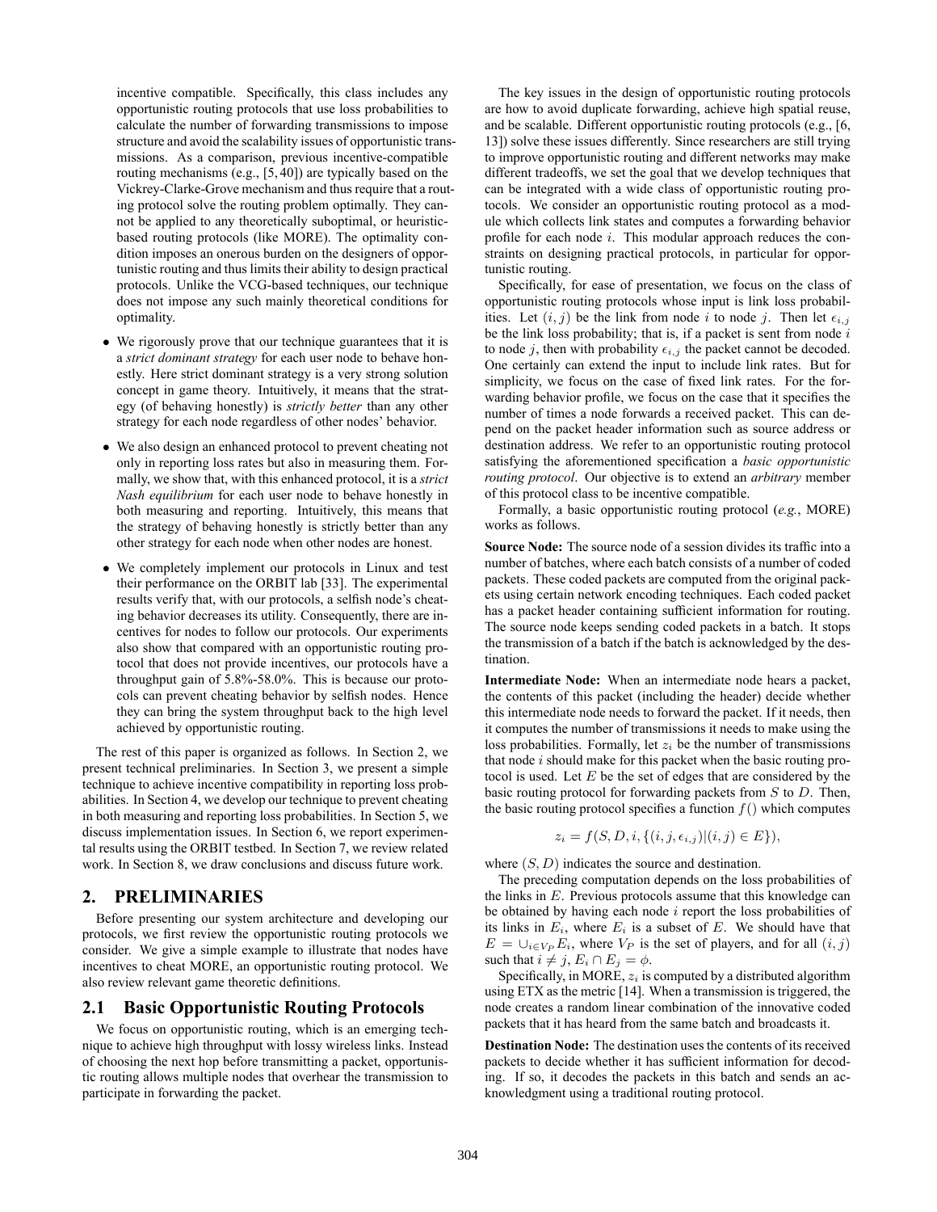incentive compatible. Specifically, this class includes any opportunistic routing protocols that use loss probabilities to calculate the number of forwarding transmissions to impose structure and avoid the scalability issues of opportunistic transmissions. As a comparison, previous incentive-compatible routing mechanisms (e.g., [5, 40]) are typically based on the Vickrey-Clarke-Grove mechanism and thus require that a routing protocol solve the routing problem optimally. They cannot be applied to any theoretically suboptimal, or heuristic-based routing protocols (like MORE). The optimality condition imposes an onerous burden on the designers of opportunistic routing and thus limits their ability to design practical protocols. Unlike the VCG-based techniques, our technique does not impose any such mainly theoretical conditions for optimality.

- We rigorously prove that our technique guarantees that it is a *strict dominant strategy* for each user node to behave honestly. Here strict dominant strategy is a very strong solution concept in game theory. Intuitively, it means that the strategy (of behaving honestly) is *strictly better* than any other strategy for each node regardless of other nodes' behavior.
- We also design an enhanced protocol to prevent cheating not only in reporting loss rates but also in measuring them. Formally, we show that, with this enhanced protocol, it is a *strict Nash equilibrium* for each user node to behave honestly in both measuring and reporting. Intuitively, this means that the strategy of behaving honestly is strictly better than any other strategy for each node when other nodes are honest.
- We completely implement our protocols in Linux and test their performance on the ORBIT lab [33]. The experimental results verify that, with our protocols, a selfish node's cheating behavior decreases its utility. Consequently, there are incentives for nodes to follow our protocols. Our experiments also show that compared with an opportunistic routing protocol that does not provide incentives, our protocols have a throughput gain of 5.8%-58.0%. This is because our protocols can prevent cheating behavior by selfish nodes. Hence they can bring the system throughput back to the high level achieved by opportunistic routing.

The rest of this paper is organized as follows. In Section 2, we present technical preliminaries. In Section 3, we present a simple technique to achieve incentive compatibility in reporting loss probabilities. In Section 4, we develop our technique to prevent cheating in both measuring and reporting loss probabilities. In Section 5, we discuss implementation issues. In Section 6, we report experimental results using the ORBIT testbed. In Section 7, we review related work. In Section 8, we draw conclusions and discuss future work.

## 2. PRELIMINARIES

Before presenting our system architecture and developing our protocols, we first review the opportunistic routing protocols we consider. We give a simple example to illustrate that nodes have incentives to cheat MORE, an opportunistic routing protocol. We also review relevant game theoretic definitions.

### 2.1 Basic Opportunistic Routing Protocols

We focus on opportunistic routing, which is an emerging technique to achieve high throughput with lossy wireless links. Instead of choosing the next hop before transmitting a packet, opportunistic routing allows multiple nodes that overhear the transmission to participate in forwarding the packet.

The key issues in the design of opportunistic routing protocols are how to avoid duplicate forwarding, achieve high spatial reuse, and be scalable. Different opportunistic routing protocols (e.g., [6, 13]) solve these issues differently. Since researchers are still trying to improve opportunistic routing and different networks may make different tradeoffs, we set the goal that we develop techniques that can be integrated with a wide class of opportunistic routing protocols. We consider an opportunistic routing protocol as a module which collects link states and computes a forwarding behavior profile for each node $i$. This modular approach reduces the constraints on designing practical protocols, in particular for opportunistic routing.

Specifically, for ease of presentation, we focus on the class of opportunistic routing protocols whose input is link loss probabilities. Let $(i, j)$ be the link from node $i$ to node $j$. Then let $\epsilon_{i,j}$ be the link loss probability; that is, if a packet is sent from node $i$ to node $j$, then with probability $\epsilon_{i,j}$ the packet cannot be decoded. One certainly can extend the input to include link rates. But for simplicity, we focus on the case of fixed link rates. For the forwarding behavior profile, we focus on the case that it specifies the number of times a node forwards a received packet. This can depend on the packet header information such as source address or destination address. We refer to an opportunistic routing protocol satisfying the aforementioned specification a *basic opportunistic routing protocol*. Our objective is to extend an *arbitrary* member of this protocol class to be incentive compatible.

Formally, a basic opportunistic routing protocol (*e.g.*, MORE) works as follows.

**Source Node:** The source node of a session divides its traffic into a number of batches, where each batch consists of a number of coded packets. These coded packets are computed from the original packets using certain network encoding techniques. Each coded packet has a packet header containing sufficient information for routing. The source node keeps sending coded packets in a batch. It stops the transmission of a batch if the batch is acknowledged by the destination.

**Intermediate Node:** When an intermediate node hears a packet, the contents of this packet (including the header) decide whether this intermediate node needs to forward the packet. If it needs, then it computes the number of transmissions it needs to make using the loss probabilities. Formally, let $z_i$ be the number of transmissions that node $i$ should make for this packet when the basic routing protocol is used. Let $E$ be the set of edges that are considered by the basic routing protocol for forwarding packets from $S$ to $D$. Then, the basic routing protocol specifies a function $f()$ which computes

$$z_i = f(S, D, i, \{(i, j, \epsilon_{i,j}) | (i, j) \in E\}),$$

where $(S, D)$ indicates the source and destination.

The preceding computation depends on the loss probabilities of the links in $E$. Previous protocols assume that this knowledge can be obtained by having each node $i$ report the loss probabilities of its links in $E_i$, where $E_i$ is a subset of $E$. We should have that $E = \cup_{i \in V_P} E_i$, where $V_P$ is the set of players, and for all $(i, j)$ such that $i \neq j$, $E_i \cap E_j = \phi$.

Specifically, in MORE, $z_i$ is computed by a distributed algorithm using ETX as the metric [14]. When a transmission is triggered, the node creates a random linear combination of the innovative coded packets that it has heard from the same batch and broadcasts it.

**Destination Node:** The destination uses the contents of its received packets to decide whether it has sufficient information for decoding. If so, it decodes the packets in this batch and sends an acknowledgment using a traditional routing protocol.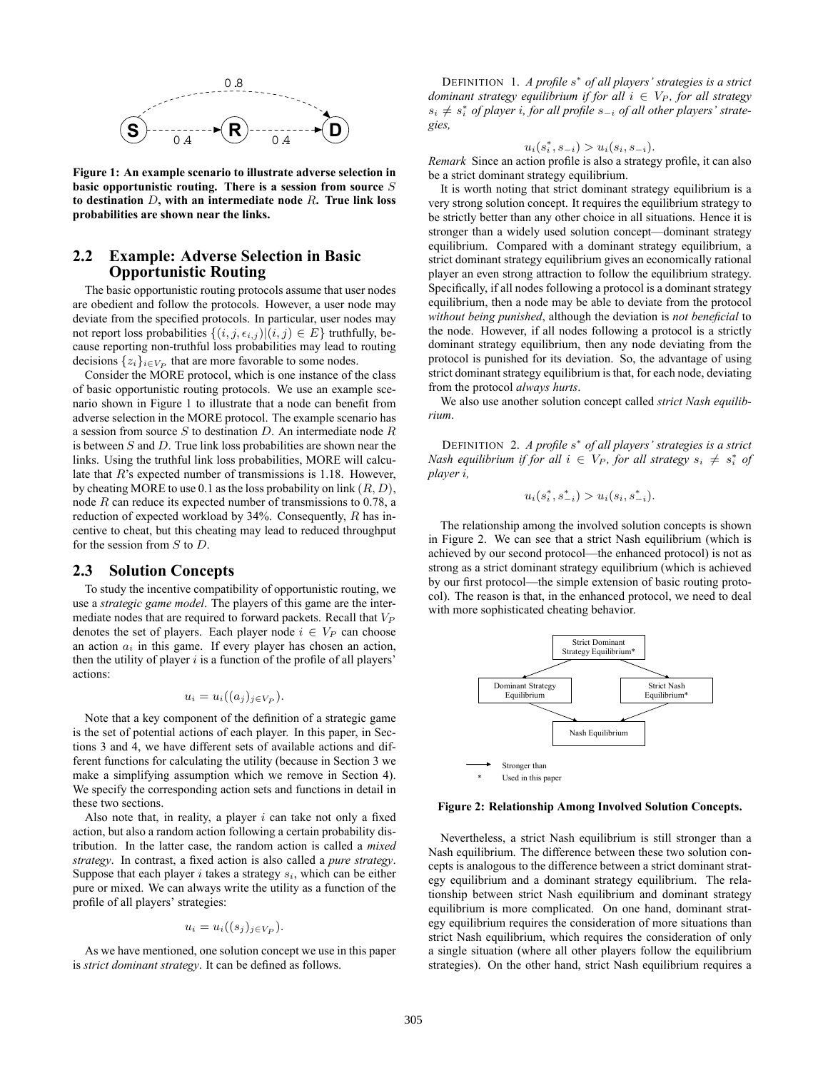Figure 1: An example scenario to illustrate adverse selection in basic opportunistic routing. There is a session from source $S$ to destination $D$, with an intermediate node $R$. True link loss probabilities are shown near the links.

## 2.2 Example: Adverse Selection in Basic Opportunistic Routing

The basic opportunistic routing protocols assume that user nodes are obedient and follow the protocols. However, a user node may deviate from the specified protocols. In particular, user nodes may not report loss probabilities $\{(i, j, \epsilon_{i,j}) | (i, j) \in E\}$ truthfully, because reporting non-truthful loss probabilities may lead to routing decisions $\{z_i\}_{i \in V_P}$ that are more favorable to some nodes.

Consider the MORE protocol, which is one instance of the class of basic opportunistic routing protocols. We use an example scenario shown in Figure 1 to illustrate that a node can benefit from adverse selection in the MORE protocol. The example scenario has a session from source $S$ to destination $D$. An intermediate node $R$ is between $S$ and $D$. True link loss probabilities are shown near the links. Using the truthful link loss probabilities, MORE will calculate that $R$'s expected number of transmissions is 1.18. However, by cheating MORE to use 0.1 as the loss probability on link $(R, D)$, node $R$ can reduce its expected number of transmissions to 0.78, a reduction of expected workload by 34%. Consequently, $R$ has incentive to cheat, but this cheating may lead to reduced throughput for the session from $S$ to $D$.

## 2.3 Solution Concepts

To study the incentive compatibility of opportunistic routing, we use a *strategic game model*. The players of this game are the intermediate nodes that are required to forward packets. Recall that $V_P$ denotes the set of players. Each player node $i \in V_P$ can choose an action $a_i$ in this game. If every player has chosen an action, then the utility of player $i$ is a function of the profile of all players' actions:

$$u_i = u_i((a_j)_{j \in V_P}).$$

Note that a key component of the definition of a strategic game is the set of potential actions of each player. In this paper, in Sections 3 and 4, we have different sets of available actions and different functions for calculating the utility (because in Section 3 we make a simplifying assumption which we remove in Section 4). We specify the corresponding action sets and functions in detail in these two sections.

Also note that, in reality, a player $i$ can take not only a fixed action, but also a random action following a certain probability distribution. In the latter case, the random action is called a *mixed strategy*. In contrast, a fixed action is also called a *pure strategy*. Suppose that each player $i$ takes a strategy $s_i$, which can be either pure or mixed. We can always write the utility as a function of the profile of all players' strategies:

$$u_i = u_i((s_j)_{j \in V_P}).$$

As we have mentioned, one solution concept we use in this paper is *strict dominant strategy*. It can be defined as follows.

DEFINITION 1. *A profile $s^*$ of all players' strategies is a strict dominant strategy equilibrium if for all $i \in V_P$, for all strategy $s_i \neq s_i^*$ of player i, for all profile $s_{-i}$ of all other players' strategies,*

$$u_i(s_i^*, s_{-i}) > u_i(s_i, s_{-i}).$$

*Remark* Since an action profile is also a strategy profile, it can also be a strict dominant strategy equilibrium.

It is worth noting that strict dominant strategy equilibrium is a very strong solution concept. It requires the equilibrium strategy to be strictly better than any other choice in all situations. Hence it is stronger than a widely used solution concept—dominant strategy equilibrium. Compared with a dominant strategy equilibrium, a strict dominant strategy equilibrium gives an economically rational player an even strong attraction to follow the equilibrium strategy. Specifically, if all nodes following a protocol is a dominant strategy equilibrium, then a node may be able to deviate from the protocol *without being punished*, although the deviation is *not beneficial* to the node. However, if all nodes following a protocol is a strictly dominant strategy equilibrium, then any node deviating from the protocol is punished for its deviation. So, the advantage of using strict dominant strategy equilibrium is that, for each node, deviating from the protocol *always hurts*.

We also use another solution concept called *strict Nash equilibrium*.

DEFINITION 2. *A profile $s^*$ of all players' strategies is a strict Nash equilibrium if for all $i \in V_P$, for all strategy $s_i \neq s_i^*$ of player i,*

$$u_i(s_i^*, s_{-i}^*) > u_i(s_i, s_{-i}^*).$$

The relationship among the involved solution concepts is shown in Figure 2. We can see that a strict Nash equilibrium (which is achieved by our second protocol—the enhanced protocol) is not as strong as a strict dominant strategy equilibrium (which is achieved by our first protocol—the simple extension of basic routing protocol). The reason is that, in the enhanced protocol, we need to deal with more sophisticated cheating behavior.

Figure 2: Relationship Among Involved Solution Concepts.

Nevertheless, a strict Nash equilibrium is still stronger than a Nash equilibrium. The difference between these two solution concepts is analogous to the difference between a strict dominant strategy equilibrium and a dominant strategy equilibrium. The relationship between strict Nash equilibrium and dominant strategy equilibrium is more complicated. On one hand, dominant strategy equilibrium requires the consideration of more situations than strict Nash equilibrium, which requires the consideration of only a single situation (where all other players follow the equilibrium strategies). On the other hand, strict Nash equilibrium requires a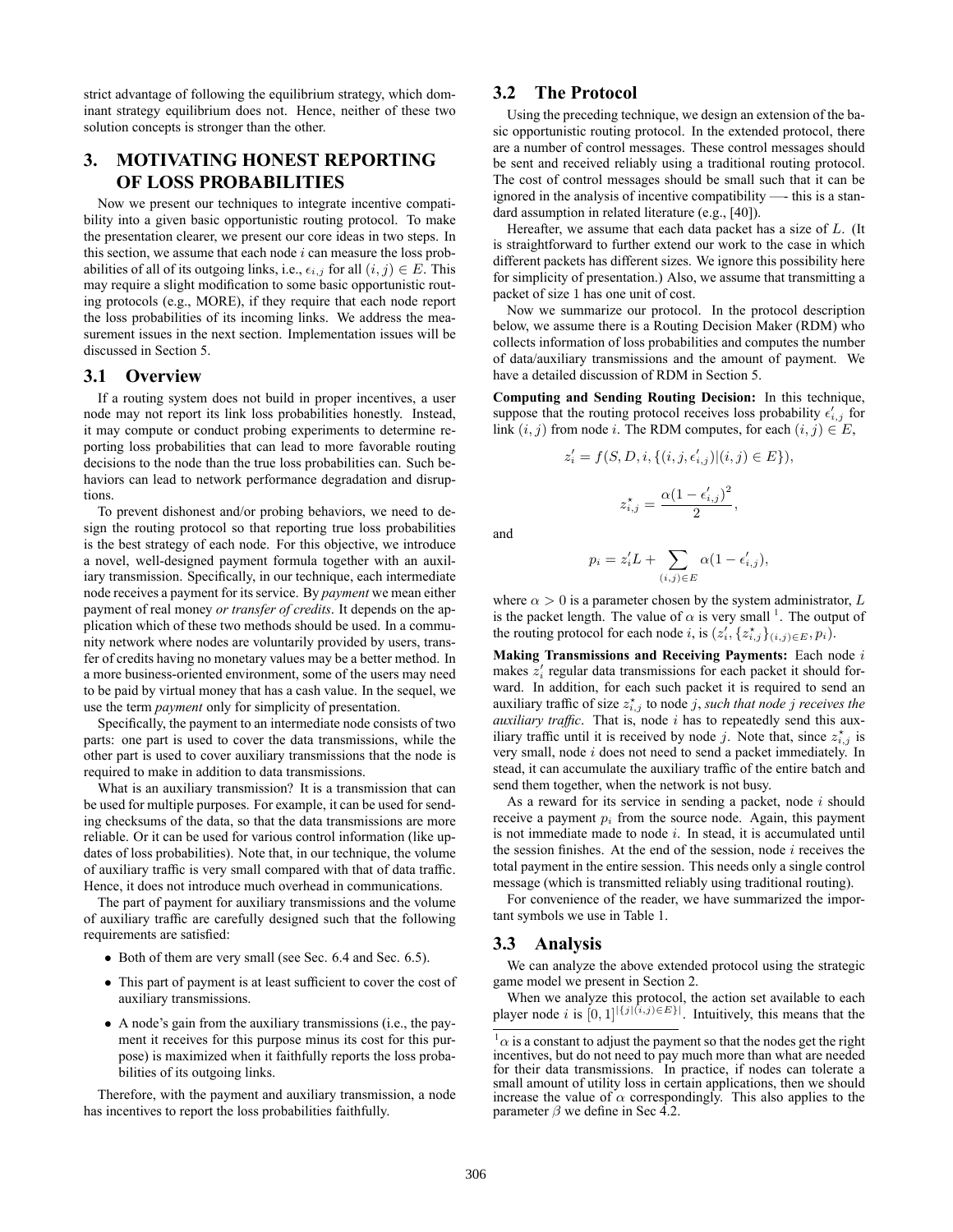strict advantage of following the equilibrium strategy, which dominant strategy equilibrium does not. Hence, neither of these two solution concepts is stronger than the other.

# 3. MOTIVATING HONEST REPORTING OF LOSS PROBABILITIES

Now we present our techniques to integrate incentive compatibility into a given basic opportunistic routing protocol. To make the presentation clearer, we present our core ideas in two steps. In this section, we assume that each node $i$ can measure the loss probabilities of all of its outgoing links, i.e., $\epsilon_{i,j}$ for all $(i,j) \in E$. This may require a slight modification to some basic opportunistic routing protocols (e.g., MORE), if they require that each node report the loss probabilities of its incoming links. We address the measurement issues in the next section. Implementation issues will be discussed in Section 5.

## 3.1 Overview

If a routing system does not build in proper incentives, a user node may not report its link loss probabilities honestly. Instead, it may compute or conduct probing experiments to determine reporting loss probabilities that can lead to more favorable routing decisions to the node than the true loss probabilities can. Such behaviors can lead to network performance degradation and disruptions.

To prevent dishonest and/or probing behaviors, we need to design the routing protocol so that reporting true loss probabilities is the best strategy of each node. For this objective, we introduce a novel, well-designed payment formula together with an auxiliary transmission. Specifically, in our technique, each intermediate node receives a payment for its service. By *payment* we mean either payment of real money *or transfer of credits*. It depends on the application which of these two methods should be used. In a community network where nodes are voluntarily provided by users, transfer of credits having no monetary values may be a better method. In a more business-oriented environment, some of the users may need to be paid by virtual money that has a cash value. In the sequel, we use the term *payment* only for simplicity of presentation.

Specifically, the payment to an intermediate node consists of two parts: one part is used to cover the data transmissions, while the other part is used to cover auxiliary transmissions that the node is required to make in addition to data transmissions.

What is an auxiliary transmission? It is a transmission that can be used for multiple purposes. For example, it can be used for sending checksums of the data, so that the data transmissions are more reliable. Or it can be used for various control information (like updates of loss probabilities). Note that, in our technique, the volume of auxiliary traffic is very small compared with that of data traffic. Hence, it does not introduce much overhead in communications.

The part of payment for auxiliary transmissions and the volume of auxiliary traffic are carefully designed such that the following requirements are satisfied:

- Both of them are very small (see Sec. 6.4 and Sec. 6.5).
- This part of payment is at least sufficient to cover the cost of auxiliary transmissions.
- A node's gain from the auxiliary transmissions (i.e., the payment it receives for this purpose minus its cost for this purpose) is maximized when it faithfully reports the loss probabilities of its outgoing links.

Therefore, with the payment and auxiliary transmission, a node has incentives to report the loss probabilities faithfully.

## 3.2 The Protocol

Using the preceding technique, we design an extension of the basic opportunistic routing protocol. In the extended protocol, there are a number of control messages. These control messages should be sent and received reliably using a traditional routing protocol. The cost of control messages should be small such that it can be ignored in the analysis of incentive compatibility —- this is a standard assumption in related literature (e.g., [40]).

Hereafter, we assume that each data packet has a size of $L$. (It is straightforward to further extend our work to the case in which different packets has different sizes. We ignore this possibility here for simplicity of presentation.) Also, we assume that transmitting a packet of size 1 has one unit of cost.

Now we summarize our protocol. In the protocol description below, we assume there is a Routing Decision Maker (RDM) who collects information of loss probabilities and computes the number of data/auxiliary transmissions and the amount of payment. We have a detailed discussion of RDM in Section 5.

**Computing and Sending Routing Decision:** In this technique, suppose that the routing protocol receives loss probability $\epsilon'_{i,j}$ for link $(i,j)$ from node $i$. The RDM computes, for each $(i,j) \in E$,

$$z'_i = f(S, D, i, \{(i, j, \epsilon'_{i,j}) | (i,j) \in E\}),$$

$$z^\star_{i,j} = \frac{\alpha(1-\epsilon'_{i,j})^2}{2},$$

and

$$p_i = z'_i L + \sum_{(i,j)\in E} \alpha(1-\epsilon'_{i,j}),$$

where $\alpha > 0$ is a parameter chosen by the system administrator, $L$ is the packet length. The value of $\alpha$ is very small [1]. The output of the routing protocol for each node $i$, is $(z'_i, \{z^\star_{i,j}\}_{(i,j)\in E}, p_i)$.

**Making Transmissions and Receiving Payments:** Each node $i$ makes $z'_i$ regular data transmissions for each packet it should forward. In addition, for each such packet it is required to send an auxiliary traffic of size $z^\star_{i,j}$ to node $j$, *such that node $j$ receives the auxiliary traffic*. That is, node $i$ has to repeatedly send this auxiliary traffic until it is received by node $j$. Note that, since $z^\star_{i,j}$ is very small, node $i$ does not need to send a packet immediately. In stead, it can accumulate the auxiliary traffic of the entire batch and send them together, when the network is not busy.

As a reward for its service in sending a packet, node $i$ should receive a payment $p_i$ from the source node. Again, this payment is not immediate made to node $i$. In stead, it is accumulated until the session finishes. At the end of the session, node $i$ receives the total payment in the entire session. This needs only a single control message (which is transmitted reliably using traditional routing).

For convenience of the reader, we have summarized the important symbols we use in Table 1.

## 3.3 Analysis

We can analyze the above extended protocol using the strategic game model we present in Section 2.

When we analyze this protocol, the action set available to each player node $i$ is $[0,1]^{|\{j|(i,j)\in E\}|}$. Intuitively, this means that the

[1] $\alpha$ is a constant to adjust the payment so that the nodes get the right incentives, but do not need to pay much more than what are needed for their data transmissions. In practice, if nodes can tolerate a small amount of utility loss in certain applications, then we should increase the value of $\alpha$ correspondingly. This also applies to the parameter $\beta$ we define in Sec 4.2.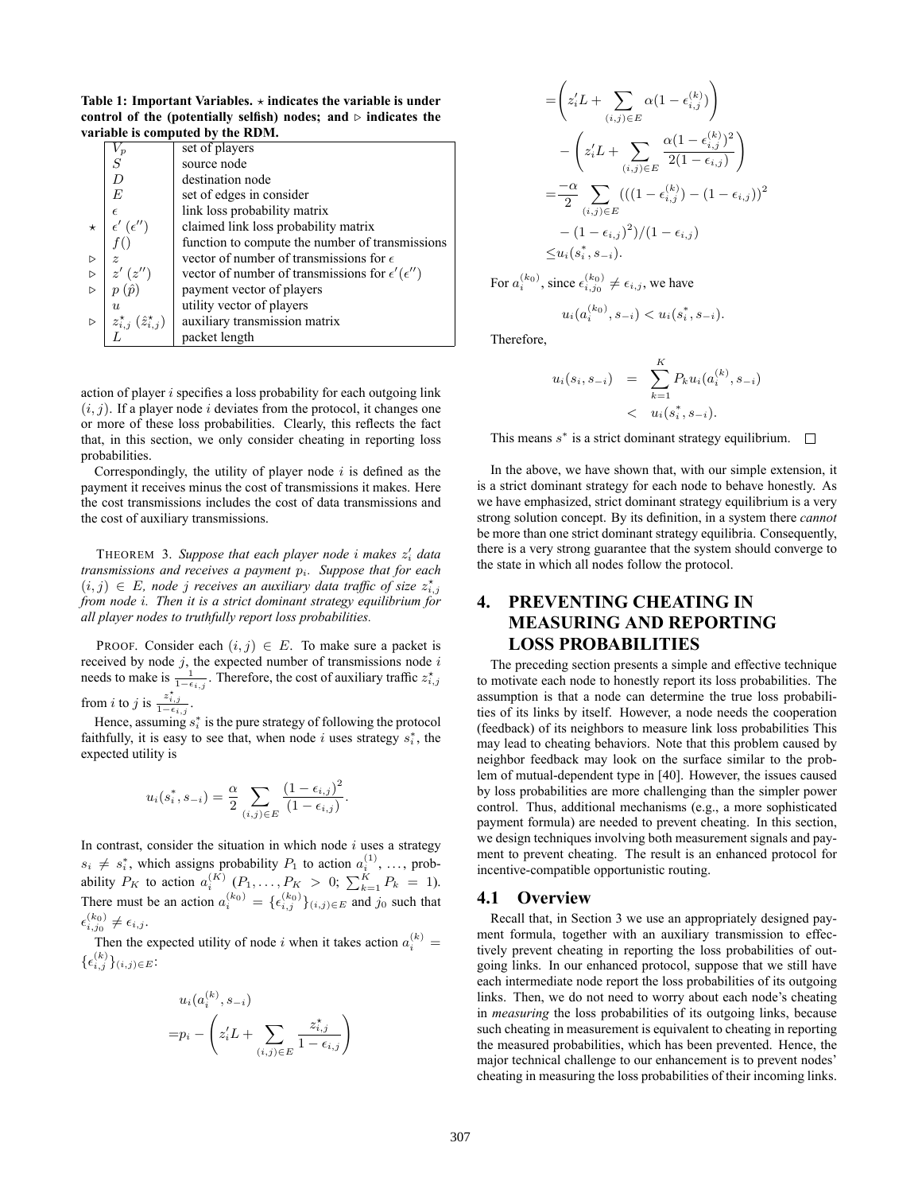**Table 1: Important Variables. $\star$ indicates the variable is under control of the (potentially selfish) nodes; and $\triangleright$ indicates the variable is computed by the RDM.**

| | | |
|---|---|---|
| | $V_p$ | set of players |
| | $S$ | source node |
| | $D$ | destination node |
| | $E$ | set of edges in consider |
| | $\epsilon$ | link loss probability matrix |
| $\star$ | $\epsilon'$ ($\epsilon''$) | claimed link loss probability matrix |
| | $f()$ | function to compute the number of transmissions |
| $\triangleright$ | $z$ | vector of number of transmissions for $\epsilon$ |
| $\triangleright$ | $z'$ ($z''$) | vector of number of transmissions for $\epsilon'(\epsilon'')$ |
| $\triangleright$ | $p$ ($\hat{p}$) | payment vector of players |
| | $u$ | utility vector of players |
| $\triangleright$ | $z^{\star}_{i,j}$ ($\hat{z}^{\star}_{i,j}$) | auxiliary transmission matrix |
| | $L$ | packet length |

action of player $i$ specifies a loss probability for each outgoing link $(i, j)$. If a player node $i$ deviates from the protocol, it changes one or more of these loss probabilities. Clearly, this reflects the fact that, in this section, we only consider cheating in reporting loss probabilities.

Correspondingly, the utility of player node $i$ is defined as the payment it receives minus the cost of transmissions it makes. Here the cost transmissions includes the cost of data transmissions and the cost of auxiliary transmissions.

THEOREM 3. *Suppose that each player node $i$ makes $z'_i$ data transmissions and receives a payment $p_i$. Suppose that for each $(i, j) \in E$, node $j$ receives an auxiliary data traffic of size $z^{\star}_{i,j}$ from node $i$. Then it is a strict dominant strategy equilibrium for all player nodes to truthfully report loss probabilities.*

PROOF. Consider each $(i, j) \in E$. To make sure a packet is received by node $j$, the expected number of transmissions node $i$ needs to make is $\frac{1}{1-\epsilon_{i,j}}$. Therefore, the cost of auxiliary traffic $z^{\star}_{i,j}$ from $i$ to $j$ is $\frac{z^{\star}_{i,j}}{1-\epsilon_{i,j}}$.

Hence, assuming $s^*_i$ is the pure strategy of following the protocol faithfully, it is easy to see that, when node $i$ uses strategy $s^*_i$, the expected utility is

$$u_i(s^*_i, s_{-i}) = \frac{\alpha}{2} \sum_{(i,j)\in E} \frac{(1-\epsilon_{i,j})^2}{(1-\epsilon_{i,j})}.$$

In contrast, consider the situation in which node $i$ uses a strategy $s_i \neq s^*_i$, which assigns probability $P_1$ to action $a^{(1)}_i$, ..., probability $P_K$ to action $a^{(K)}_i$ ($P_1, \ldots, P_K > 0$; $\sum_{k=1}^{K} P_k = 1$). There must be an action $a^{(k_0)}_i = \{\epsilon^{(k_0)}_{i,j}\}_{(i,j)\in E}$ and $j_0$ such that $\epsilon^{(k_0)}_{i,j_0} \neq \epsilon_{i,j}$.

Then the expected utility of node $i$ when it takes action $a^{(k)}_i = \{\epsilon^{(k)}_{i,j}\}_{(i,j)\in E}$:

$$\begin{aligned}
& u_i(a^{(k)}_i, s_{-i}) \\
=& p_i - \left( z'_i L + \sum_{(i,j)\in E} \frac{z^{\star}_{i,j}}{1-\epsilon_{i,j}} \right) \\
=& \left( z'_i L + \sum_{(i,j)\in E} \alpha(1-\epsilon^{(k)}_{i,j}) \right) \\
& - \left( z'_i L + \sum_{(i,j)\in E} \frac{\alpha(1-\epsilon^{(k)}_{i,j})^2}{2(1-\epsilon_{i,j})} \right) \\
=& \frac{-\alpha}{2} \sum_{(i,j)\in E} (((1-\epsilon^{(k)}_{i,j}) - (1-\epsilon_{i,j}))^2 \\
& - (1-\epsilon_{i,j})^2)/(1-\epsilon_{i,j}) \\
\leq & u_i(s^*_i, s_{-i}).
\end{aligned}$$

For $a^{(k_0)}_i$, since $\epsilon^{(k_0)}_{i,j_0} \neq \epsilon_{i,j}$, we have

$$u_i(a^{(k_0)}_i, s_{-i}) < u_i(s^*_i, s_{-i}).$$

Therefore,

$$\begin{aligned}
u_i(s_i, s_{-i}) &= \sum_{k=1}^{K} P_k u_i(a^{(k)}_i, s_{-i}) \\
&< u_i(s^*_i, s_{-i}).
\end{aligned}$$

This means $s^*$ is a strict dominant strategy equilibrium. $\square$

In the above, we have shown that, with our simple extension, it is a strict dominant strategy for each node to behave honestly. As we have emphasized, strict dominant strategy equilibrium is a very strong solution concept. By its definition, in a system there *cannot* be more than one strict dominant strategy equilibria. Consequently, there is a very strong guarantee that the system should converge to the state in which all nodes follow the protocol.

# 4. PREVENTING CHEATING IN MEASURING AND REPORTING LOSS PROBABILITIES

The preceding section presents a simple and effective technique to motivate each node to honestly report its loss probabilities. The assumption is that a node can determine the true loss probabilities of its links by itself. However, a node needs the cooperation (feedback) of its neighbors to measure link loss probabilities This may lead to cheating behaviors. Note that this problem caused by neighbor feedback may look on the surface similar to the problem of mutual-dependent type in [40]. However, the issues caused by loss probabilities are more challenging than the simpler power control. Thus, additional mechanisms (e.g., a more sophisticated payment formula) are needed to prevent cheating. In this section, we design techniques involving both measurement signals and payment to prevent cheating. The result is an enhanced protocol for incentive-compatible opportunistic routing.

## 4.1 Overview

Recall that, in Section 3 we use an appropriately designed payment formula, together with an auxiliary transmission to effectively prevent cheating in reporting the loss probabilities of outgoing links. In our enhanced protocol, suppose that we still have each intermediate node report the loss probabilities of its outgoing links. Then, we do not need to worry about each node's cheating in *measuring* the loss probabilities of its outgoing links, because such cheating in measurement is equivalent to cheating in reporting the measured probabilities, which has been prevented. Hence, the major technical challenge to our enhancement is to prevent nodes' cheating in measuring the loss probabilities of their incoming links.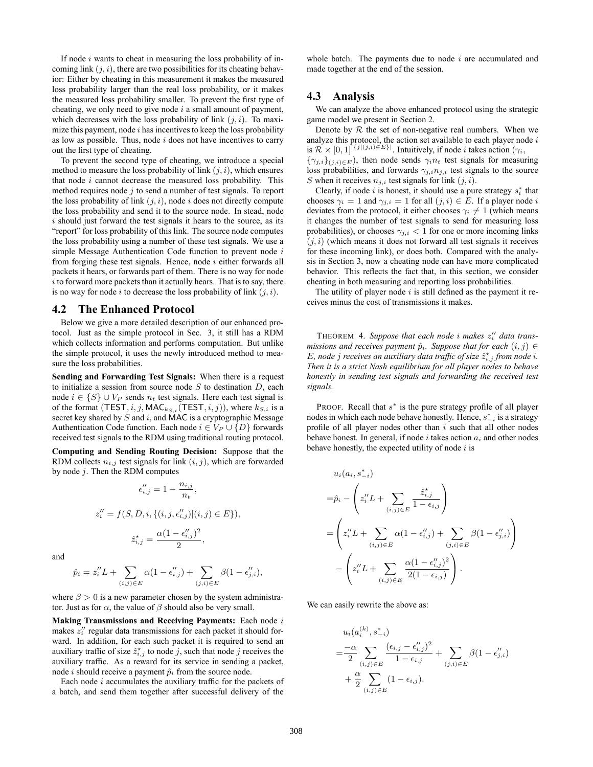If node $i$ wants to cheat in measuring the loss probability of incoming link $(j, i)$, there are two possibilities for its cheating behavior: Either by cheating in this measurement it makes the measured loss probability larger than the real loss probability, or it makes the measured loss probability smaller. To prevent the first type of cheating, we only need to give node $i$ a small amount of payment, which decreases with the loss probability of link $(j, i)$. To maximize this payment, node $i$ has incentives to keep the loss probability as low as possible. Thus, node $i$ does not have incentives to carry out the first type of cheating.

To prevent the second type of cheating, we introduce a special method to measure the loss probability of link $(j, i)$, which ensures that node $i$ cannot decrease the measured loss probability. This method requires node $j$ to send a number of test signals. To report the loss probability of link $(j, i)$, node $i$ does not directly compute the loss probability and send it to the source node. In stead, node $i$ should just forward the test signals it hears to the source, as its "report" for loss probability of this link. The source node computes the loss probability using a number of these test signals. We use a simple Message Authentication Code function to prevent node $i$ from forging these test signals. Hence, node $i$ either forwards all packets it hears, or forwards part of them. There is no way for node $i$ to forward more packets than it actually hears. That is to say, there is no way for node $i$ to decrease the loss probability of link $(j, i)$.

## 4.2 The Enhanced Protocol

Below we give a more detailed description of our enhanced protocol. Just as the simple protocol in Sec. 3, it still has a RDM which collects information and performs computation. But unlike the simple protocol, it uses the newly introduced method to measure the loss probabilities.

**Sending and Forwarding Test Signals:** When there is a request to initialize a session from source node $S$ to destination $D$, each node $i \in \{S\} \cup V_P$ sends $n_t$ test signals. Here each test signal is of the format $(\mathsf{TEST}, i, j, \mathsf{MAC}_{k_{S,i}}(\mathsf{TEST}, i, j))$, where $k_{S,i}$ is a secret key shared by $S$ and $i$, and MAC is a cryptographic Message Authentication Code function. Each node $i \in V_P \cup \{D\}$ forwards received test signals to the RDM using traditional routing protocol.

**Computing and Sending Routing Decision:** Suppose that the RDM collects $n_{i,j}$ test signals for link $(i, j)$, which are forwarded by node $j$. Then the RDM computes

$$\epsilon''_{i,j} = 1 - \frac{n_{i,j}}{n_t},$$

$$z''_i = f(S, D, i, \{(i, j, \epsilon''_{i,j}) | (i, j) \in E\}),$$

$$\hat{z}^\star_{i,j} = \frac{\alpha(1 - \epsilon''_{i,j})^2}{2},$$

and

$$\hat{p}_i = z''_i L + \sum_{(i,j)\in E} \alpha(1 - \epsilon''_{i,j}) + \sum_{(j,i)\in E} \beta(1 - \epsilon''_{j,i}),$$

where $\beta > 0$ is a new parameter chosen by the system administrator. Just as for $\alpha$, the value of $\beta$ should also be very small.

**Making Transmissions and Receiving Payments:** Each node $i$ makes $z''_i$ regular data transmissions for each packet it should forward. In addition, for each such packet it is required to send an auxiliary traffic of size $\hat{z}^\star_{i,j}$ to node $j$, such that node $j$ receives the auxiliary traffic. As a reward for its service in sending a packet, node $i$ should receive a payment $\hat{p}_i$ from the source node.

Each node $i$ accumulates the auxiliary traffic for the packets of a batch, and send them together after successful delivery of the whole batch. The payments due to node $i$ are accumulated and made together at the end of the session.

## 4.3 Analysis

We can analyze the above enhanced protocol using the strategic game model we present in Section 2.

Denote by $\mathcal{R}$ the set of non-negative real numbers. When we analyze this protocol, the action set available to each player node $i$ is $\mathcal{R} \times [0, 1]^{|\{j|(j,i)\in E\}|}$. Intuitively, if node $i$ takes action $(\gamma_i, \{\gamma_{j,i}\}_{(j,i)\in E})$, then node sends $\gamma_i n_t$ test signals for measuring loss probabilities, and forwards $\gamma_{j,i} n_{j,i}$ test signals to the source $S$ when it receives $n_{j,i}$ test signals for link $(j, i)$.

Clearly, if node $i$ is honest, it should use a pure strategy $s^*_i$ that chooses $\gamma_i = 1$ and $\gamma_{j,i} = 1$ for all $(j, i) \in E$. If a player node $i$ deviates from the protocol, it either chooses $\gamma_i \neq 1$ (which means it changes the number of test signals to send for measuring loss probabilities), or chooses $\gamma_{j,i} < 1$ for one or more incoming links $(j, i)$ (which means it does not forward all test signals it receives for these incoming link), or does both. Compared with the analysis in Section 3, now a cheating node can have more complicated behavior. This reflects the fact that, in this section, we consider cheating in both measuring and reporting loss probabilities.

The utility of player node $i$ is still defined as the payment it receives minus the cost of transmissions it makes.

THEOREM 4. *Suppose that each node $i$ makes $z''_i$ data transmissions and receives payment $\hat{p}_i$. Suppose that for each $(i, j) \in E$, node $j$ receives an auxiliary data traffic of size $\hat{z}^\star_{i,j}$ from node $i$. Then it is a strict Nash equilibrium for all player nodes to behave honestly in sending test signals and forwarding the received test signals.*

PROOF. Recall that $s^*$ is the pure strategy profile of all player nodes in which each node behave honestly. Hence, $s^*_{-i}$ is a strategy profile of all player nodes other than $i$ such that all other nodes behave honest. In general, if node $i$ takes action $a_i$ and other nodes behave honestly, the expected utility of node $i$ is

$$
\begin{aligned}
&u_i(a_i, s^*_{-i}) \\
=&\hat{p}_i - \left( z''_i L + \sum_{(i,j)\in E} \frac{\hat{z}^\star_{i,j}}{1 - \epsilon_{i,j}} \right) \\
=&\left( z''_i L + \sum_{(i,j)\in E} \alpha(1 - \epsilon''_{i,j}) + \sum_{(j,i)\in E} \beta(1 - \epsilon''_{j,i}) \right) \\
&- \left( z''_i L + \sum_{(i,j)\in E} \frac{\alpha(1 - \epsilon''_{i,j})^2}{2(1 - \epsilon_{i,j})} \right).
\end{aligned}
$$

We can easily rewrite the above as:

$$
\begin{aligned}
&u_i(a_i^{(k)}, s^*_{-i}) \\
=&\frac{-\alpha}{2} \sum_{(i,j)\in E} \frac{(\epsilon_{i,j} - \epsilon''_{i,j})^2}{1 - \epsilon_{i,j}} + \sum_{(j,i)\in E} \beta(1 - \epsilon''_{j,i}) \\
&+ \frac{\alpha}{2} \sum_{(i,j)\in E} (1 - \epsilon_{i,j}).
\end{aligned}
$$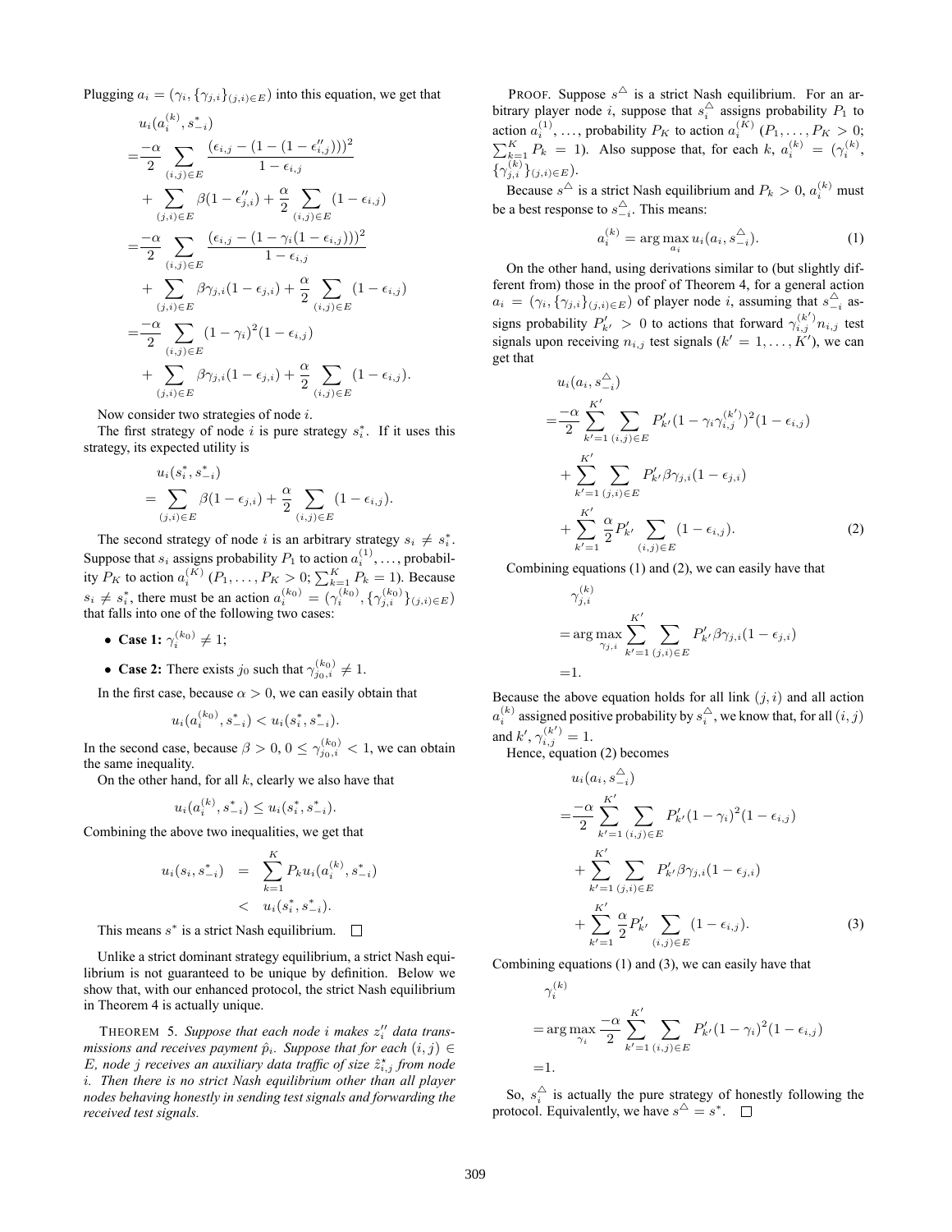Plugging $a_i = (\gamma_i, \{\gamma_{j,i}\}_{(j,i)\in E})$ into this equation, we get that

$$
\begin{aligned}
& u_i(a_i^{(k)}, s^*_{-i}) \\
=& \frac{-\alpha}{2} \sum_{(i,j)\in E} \frac{(\epsilon_{i,j} - (1-(1-\epsilon''_{i,j})))^2}{1-\epsilon_{i,j}} \\
&+ \sum_{(j,i)\in E} \beta(1-\epsilon''_{j,i}) + \frac{\alpha}{2}\sum_{(i,j)\in E}(1-\epsilon_{i,j}) \\
=& \frac{-\alpha}{2} \sum_{(i,j)\in E} \frac{(\epsilon_{i,j} - (1-\gamma_i(1-\epsilon_{i,j})))^2}{1-\epsilon_{i,j}} \\
&+ \sum_{(j,i)\in E} \beta\gamma_{j,i}(1-\epsilon_{j,i}) + \frac{\alpha}{2}\sum_{(i,j)\in E}(1-\epsilon_{i,j}) \\
=& \frac{-\alpha}{2} \sum_{(i,j)\in E} (1-\gamma_i)^2(1-\epsilon_{i,j}) \\
&+ \sum_{(j,i)\in E} \beta\gamma_{j,i}(1-\epsilon_{j,i}) + \frac{\alpha}{2}\sum_{(i,j)\in E}(1-\epsilon_{i,j}).
\end{aligned}
$$

Now consider two strategies of node $i$.

The first strategy of node $i$ is pure strategy $s^*_i$. If it uses this strategy, its expected utility is

$$
\begin{aligned}
& u_i(s^*_i, s^*_{-i}) \\
=& \sum_{(j,i)\in E} \beta(1-\epsilon_{j,i}) + \frac{\alpha}{2}\sum_{(i,j)\in E}(1-\epsilon_{i,j}).
\end{aligned}
$$

The second strategy of node $i$ is an arbitrary strategy $s_i \neq s^*_i$. Suppose that $s_i$ assigns probability $P_1$ to action $a_i^{(1)}, \ldots,$ probability $P_K$ to action $a_i^{(K)}$ ($P_1, \ldots, P_K > 0$; $\sum_{k=1}^K P_k = 1$). Because $s_i \neq s^*_i$, there must be an action $a_i^{(k_0)} = (\gamma_i^{(k_0)}, \{\gamma_{j,i}^{(k_0)}\}_{(j,i)\in E})$ that falls into one of the following two cases:

- **Case 1:** $\gamma_i^{(k_0)} \neq 1$;
- **Case 2:** There exists $j_0$ such that $\gamma_{j_0,i}^{(k_0)} \neq 1$.

In the first case, because $\alpha > 0$, we can easily obtain that

$$u_i(a_i^{(k_0)}, s^*_{-i}) < u_i(s^*_i, s^*_{-i}).$$

In the second case, because $\beta > 0$, $0 \le \gamma_{j_0,i}^{(k_0)} < 1$, we can obtain the same inequality.

On the other hand, for all $k$, clearly we also have that

$$u_i(a_i^{(k)}, s^*_{-i}) \le u_i(s^*_i, s^*_{-i}).$$

Combining the above two inequalities, we get that

$$
\begin{aligned}
u_i(s_i, s^*_{-i}) &= \sum_{k=1}^K P_k u_i(a_i^{(k)}, s^*_{-i}) \\
&< u_i(s^*_i, s^*_{-i}).
\end{aligned}
$$

This means $s^*$ is a strict Nash equilibrium. □

Unlike a strict dominant strategy equilibrium, a strict Nash equilibrium is not guaranteed to be unique by definition. Below we show that, with our enhanced protocol, the strict Nash equilibrium in Theorem 4 is actually unique.

THEOREM 5. *Suppose that each node $i$ makes $z''_i$ data transmissions and receives payment $\hat{p}_i$. Suppose that for each $(i,j) \in E$, node $j$ receives an auxiliary data traffic of size $\hat{z}^*_{i,j}$ from node $i$. Then there is no strict Nash equilibrium other than all player nodes behaving honestly in sending test signals and forwarding the received test signals.*

PROOF. Suppose $s^\triangle$ is a strict Nash equilibrium. For an arbitrary player node $i$, suppose that $s_i^\triangle$ assigns probability $P_1$ to action $a_i^{(1)}, \ldots,$ probability $P_K$ to action $a_i^{(K)}$ ($P_1, \ldots, P_K > 0$; $\sum_{k=1}^K P_k = 1$). Also suppose that, for each $k$, $a_i^{(k)} = (\gamma_i^{(k)}, \{\gamma_{j,i}^{(k)}\}_{(j,i)\in E})$.

Because $s^\triangle$ is a strict Nash equilibrium and $P_k > 0$, $a_i^{(k)}$ must be a best response to $s^\triangle_{-i}$. This means:

$$a_i^{(k)} = \arg\max_{a_i} u_i(a_i, s^\triangle_{-i}). \tag{1}$$

On the other hand, using derivations similar to (but slightly different from) those in the proof of Theorem 4, for a general action $a_i = (\gamma_i, \{\gamma_{j,i}\}_{(j,i)\in E})$ of player node $i$, assuming that $s^\triangle_{-i}$ assigns probability $P'_{k'} > 0$ to actions that forward $\gamma_{i,j}^{(k')} n_{i,j}$ test signals upon receiving $n_{i,j}$ test signals ($k' = 1, \ldots, K'$), we can get that

$$
\begin{aligned}
& u_i(a_i, s^\triangle_{-i}) \\
=& \frac{-\alpha}{2} \sum_{k'=1}^{K'} \sum_{(i,j)\in E} P'_{k'}(1-\gamma_i\gamma_{i,j}^{(k')})^2(1-\epsilon_{i,j}) \\
&+ \sum_{k'=1}^{K'} \sum_{(j,i)\in E} P'_{k'}\beta\gamma_{j,i}(1-\epsilon_{j,i}) \\
&+ \sum_{k'=1}^{K'} \frac{\alpha}{2} P'_{k'} \sum_{(i,j)\in E}(1-\epsilon_{i,j}).
\end{aligned} \tag{2}
$$

Combining equations (1) and (2), we can easily have that

$$
\begin{aligned}
& \gamma_{j,i}^{(k)} \\
=& \arg\max_{\gamma_{j,i}} \sum_{k'=1}^{K'} \sum_{(j,i)\in E} P'_{k'}\beta\gamma_{j,i}(1-\epsilon_{j,i}) \\
=& 1.
\end{aligned}
$$

Because the above equation holds for all link $(j,i)$ and all action $a_i^{(k)}$ assigned positive probability by $s_i^\triangle$, we know that, for all $(i,j)$ and $k'$, $\gamma_{i,j}^{(k')} = 1$.

Hence, equation (2) becomes

$$
\begin{aligned}
& u_i(a_i, s^\triangle_{-i}) \\
=& \frac{-\alpha}{2} \sum_{k'=1}^{K'} \sum_{(i,j)\in E} P'_{k'}(1-\gamma_i)^2(1-\epsilon_{i,j}) \\
&+ \sum_{k'=1}^{K'} \sum_{(j,i)\in E} P'_{k'}\beta\gamma_{j,i}(1-\epsilon_{j,i}) \\
&+ \sum_{k'=1}^{K'} \frac{\alpha}{2} P'_{k'} \sum_{(i,j)\in E}(1-\epsilon_{i,j}).
\end{aligned} \tag{3}
$$

Combining equations (1) and (3), we can easily have that

$$
\begin{aligned}
& \gamma_i^{(k)} \\
=& \arg\max_{\gamma_i} \frac{-\alpha}{2} \sum_{k'=1}^{K'} \sum_{(i,j)\in E} P'_{k'}(1-\gamma_i)^2(1-\epsilon_{i,j}) \\
=& 1.
\end{aligned}
$$

So, $s_i^\triangle$ is actually the pure strategy of honestly following the protocol. Equivalently, we have $s^\triangle = s^*$. □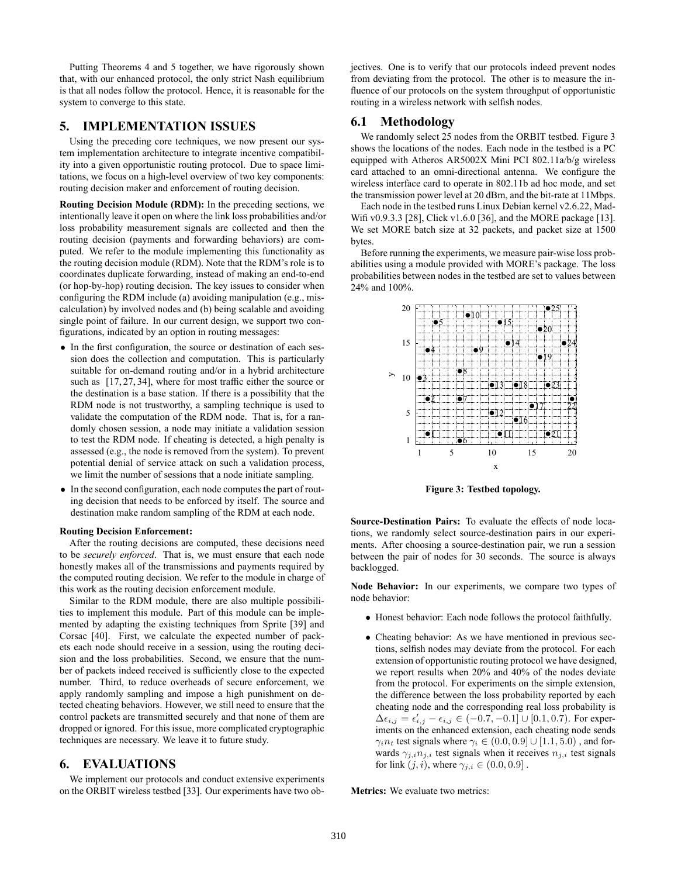Putting Theorems 4 and 5 together, we have rigorously shown that, with our enhanced protocol, the only strict Nash equilibrium is that all nodes follow the protocol. Hence, it is reasonable for the system to converge to this state.

## 5. IMPLEMENTATION ISSUES

Using the preceding core techniques, we now present our system implementation architecture to integrate incentive compatibility into a given opportunistic routing protocol. Due to space limitations, we focus on a high-level overview of two key components: routing decision maker and enforcement of routing decision.

**Routing Decision Module (RDM):** In the preceding sections, we intentionally leave it open on where the link loss probabilities and/or loss probability measurement signals are collected and then the routing decision (payments and forwarding behaviors) are computed. We refer to the module implementing this functionality as the routing decision module (RDM). Note that the RDM's role is to coordinates duplicate forwarding, instead of making an end-to-end (or hop-by-hop) routing decision. The key issues to consider when configuring the RDM include (a) avoiding manipulation (e.g., miscalculation) by involved nodes and (b) being scalable and avoiding single point of failure. In our current design, we support two configurations, indicated by an option in routing messages:

- In the first configuration, the source or destination of each session does the collection and computation. This is particularly suitable for on-demand routing and/or in a hybrid architecture such as [17, 27, 34], where for most traffic either the source or the destination is a base station. If there is a possibility that the RDM node is not trustworthy, a sampling technique is used to validate the computation of the RDM node. That is, for a randomly chosen session, a node may initiate a validation session to test the RDM node. If cheating is detected, a high penalty is assessed (e.g., the node is removed from the system). To prevent potential denial of service attack on such a validation process, we limit the number of sessions that a node initiate sampling.
- In the second configuration, each node computes the part of routing decision that needs to be enforced by itself. The source and destination make random sampling of the RDM at each node.

**Routing Decision Enforcement:**

After the routing decisions are computed, these decisions need to be *securely enforced*. That is, we must ensure that each node honestly makes all of the transmissions and payments required by the computed routing decision. We refer to the module in charge of this work as the routing decision enforcement module.

Similar to the RDM module, there are also multiple possibilities to implement this module. Part of this module can be implemented by adapting the existing techniques from Sprite [39] and Corsac [40]. First, we calculate the expected number of packets each node should receive in a session, using the routing decision and the loss probabilities. Second, we ensure that the number of packets indeed received is sufficiently close to the expected number. Third, to reduce overheads of secure enforcement, we apply randomly sampling and impose a high punishment on detected cheating behaviors. However, we still need to ensure that the control packets are transmitted securely and that none of them are dropped or ignored. For this issue, more complicated cryptographic techniques are necessary. We leave it to future study.

## 6. EVALUATIONS

We implement our protocols and conduct extensive experiments on the ORBIT wireless testbed [33]. Our experiments have two objectives. One is to verify that our protocols indeed prevent nodes from deviating from the protocol. The other is to measure the influence of our protocols on the system throughput of opportunistic routing in a wireless network with selfish nodes.

### 6.1 Methodology

We randomly select 25 nodes from the ORBIT testbed. Figure 3 shows the locations of the nodes. Each node in the testbed is a PC equipped with Atheros AR5002X Mini PCI 802.11a/b/g wireless card attached to an omni-directional antenna. We configure the wireless interface card to operate in 802.11b ad hoc mode, and set the transmission power level at 20 dBm, and the bit-rate at 11Mbps.

Each node in the testbed runs Linux Debian kernel v2.6.22, Mad-Wifi v0.9.3.3 [28], Click v1.6.0 [36], and the MORE package [13]. We set MORE batch size at 32 packets, and packet size at 1500 bytes.

Before running the experiments, we measure pair-wise loss probabilities using a module provided with MORE's package. The loss probabilities between nodes in the testbed are set to values between 24% and 100%.

**Figure 3: Testbed topology.**

**Source-Destination Pairs:** To evaluate the effects of node locations, we randomly select source-destination pairs in our experiments. After choosing a source-destination pair, we run a session between the pair of nodes for 30 seconds. The source is always backlogged.

**Node Behavior:** In our experiments, we compare two types of node behavior:

- Honest behavior: Each node follows the protocol faithfully.
- Cheating behavior: As we have mentioned in previous sections, selfish nodes may deviate from the protocol. For each extension of opportunistic routing protocol we have designed, we report results when 20% and 40% of the nodes deviate from the protocol. For experiments on the simple extension, the difference between the loss probability reported by each cheating node and the corresponding real loss probability is $\Delta\epsilon_{i,j} = \epsilon'_{i,j} - \epsilon_{i,j} \in (-0.7, -0.1] \cup [0.1, 0.7)$. For experiments on the enhanced extension, each cheating node sends $\gamma_i n_t$ test signals where $\gamma_i \in (0.0, 0.9] \cup [1.1, 5.0)$ , and forwards $\gamma_{j,i} n_{j,i}$ test signals when it receives $n_{j,i}$ test signals for link $(j, i)$, where $\gamma_{j,i} \in (0.0, 0.9]$ .

**Metrics:** We evaluate two metrics: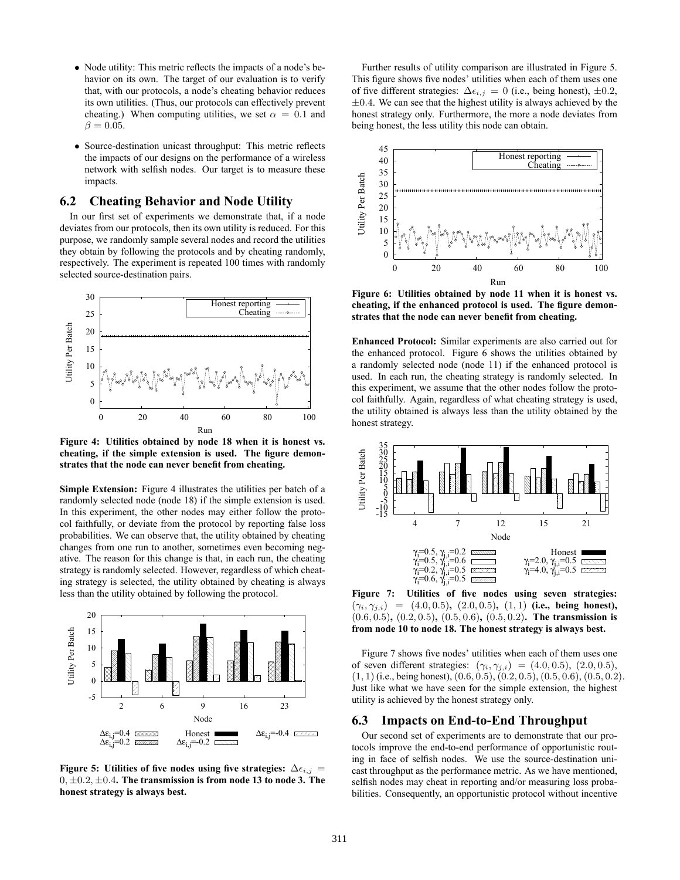- Node utility: This metric reflects the impacts of a node's behavior on its own. The target of our evaluation is to verify that, with our protocols, a node's cheating behavior reduces its own utilities. (Thus, our protocols can effectively prevent cheating.) When computing utilities, we set $\alpha = 0.1$ and $\beta = 0.05$.
- Source-destination unicast throughput: This metric reflects the impacts of our designs on the performance of a wireless network with selfish nodes. Our target is to measure these impacts.

## 6.2 Cheating Behavior and Node Utility

In our first set of experiments we demonstrate that, if a node deviates from our protocols, then its own utility is reduced. For this purpose, we randomly sample several nodes and record the utilities they obtain by following the protocols and by cheating randomly, respectively. The experiment is repeated 100 times with randomly selected source-destination pairs.

**Figure 4: Utilities obtained by node 18 when it is honest vs. cheating, if the simple extension is used. The figure demonstrates that the node can never benefit from cheating.**

**Simple Extension:** Figure 4 illustrates the utilities per batch of a randomly selected node (node 18) if the simple extension is used. In this experiment, the other nodes may either follow the protocol faithfully, or deviate from the protocol by reporting false loss probabilities. We can observe that, the utility obtained by cheating changes from one run to another, sometimes even becoming negative. The reason for this change is that, in each run, the cheating strategy is randomly selected. However, regardless of which cheating strategy is selected, the utility obtained by cheating is always less than the utility obtained by following the protocol.

**Figure 5: Utilities of five nodes using five strategies: $\Delta\epsilon_{i,j} = 0, \pm 0.2, \pm 0.4$. The transmission is from node 13 to node 3. The honest strategy is always best.**

Further results of utility comparison are illustrated in Figure 5. This figure shows five nodes' utilities when each of them uses one of five different strategies: $\Delta\epsilon_{i,j} = 0$ (i.e., being honest), $\pm 0.2$, $\pm 0.4$. We can see that the highest utility is always achieved by the honest strategy only. Furthermore, the more a node deviates from being honest, the less utility this node can obtain.

**Figure 6: Utilities obtained by node 11 when it is honest vs. cheating, if the enhanced protocol is used. The figure demonstrates that the node can never benefit from cheating.**

**Enhanced Protocol:** Similar experiments are also carried out for the enhanced protocol. Figure 6 shows the utilities obtained by a randomly selected node (node 11) if the enhanced protocol is used. In each run, the cheating strategy is randomly selected. In this experiment, we assume that the other nodes follow the protocol faithfully. Again, regardless of what cheating strategy is used, the utility obtained is always less than the utility obtained by the honest strategy.

**Figure 7: Utilities of five nodes using seven strategies: $(\gamma_i, \gamma_{j,i}) = (4.0, 0.5)$, $(2.0, 0.5)$, $(1, 1)$ (i.e., being honest), $(0.6, 0.5)$, $(0.2, 0.5)$, $(0.5, 0.6)$, $(0.5, 0.2)$. The transmission is from node 10 to node 18. The honest strategy is always best.**

Figure 7 shows five nodes' utilities when each of them uses one of seven different strategies: $(\gamma_i, \gamma_{j,i}) = (4.0, 0.5)$, $(2.0, 0.5)$, $(1, 1)$ (i.e., being honest), $(0.6, 0.5)$, $(0.2, 0.5)$, $(0.5, 0.6)$, $(0.5, 0.2)$. Just like what we have seen for the simple extension, the highest utility is achieved by the honest strategy only.

## 6.3 Impacts on End-to-End Throughput

Our second set of experiments are to demonstrate that our protocols improve the end-to-end performance of opportunistic routing in face of selfish nodes. We use the source-destination unicast throughput as the performance metric. As we have mentioned, selfish nodes may cheat in reporting and/or measuring loss probabilities. Consequently, an opportunistic protocol without incentive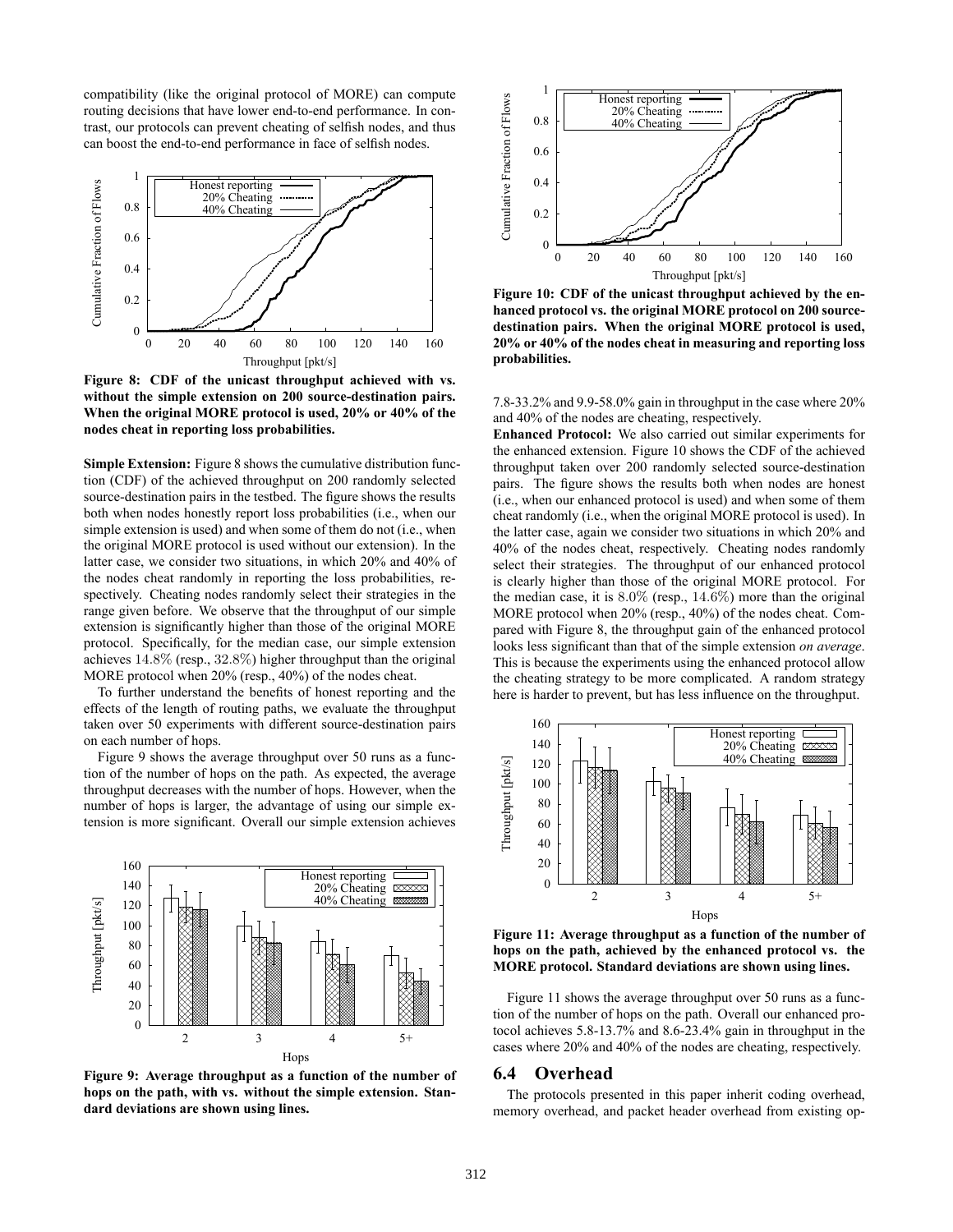compatibility (like the original protocol of MORE) can compute routing decisions that have lower end-to-end performance. In contrast, our protocols can prevent cheating of selfish nodes, and thus can boost the end-to-end performance in face of selfish nodes.

**Figure 8: CDF of the unicast throughput achieved with vs. without the simple extension on 200 source-destination pairs. When the original MORE protocol is used, 20% or 40% of the nodes cheat in reporting loss probabilities.**

**Simple Extension:** Figure 8 shows the cumulative distribution function (CDF) of the achieved throughput on 200 randomly selected source-destination pairs in the testbed. The figure shows the results both when nodes honestly report loss probabilities (i.e., when our simple extension is used) and when some of them do not (i.e., when the original MORE protocol is used without our extension). In the latter case, we consider two situations, in which 20% and 40% of the nodes cheat randomly in reporting the loss probabilities, respectively. Cheating nodes randomly select their strategies in the range given before. We observe that the throughput of our simple extension is significantly higher than those of the original MORE protocol. Specifically, for the median case, our simple extension achieves 14.8% (resp., 32.8%) higher throughput than the original MORE protocol when 20% (resp., 40%) of the nodes cheat.

To further understand the benefits of honest reporting and the effects of the length of routing paths, we evaluate the throughput taken over 50 experiments with different source-destination pairs on each number of hops.

Figure 9 shows the average throughput over 50 runs as a function of the number of hops on the path. As expected, the average throughput decreases with the number of hops. However, when the number of hops is larger, the advantage of using our simple extension is more significant. Overall our simple extension achieves 7.8-33.2% and 9.9-58.0% gain in throughput in the case where 20% and 40% of the nodes are cheating, respectively.

**Figure 9: Average throughput as a function of the number of hops on the path, with vs. without the simple extension. Standard deviations are shown using lines.**

**Figure 10: CDF of the unicast throughput achieved by the enhanced protocol vs. the original MORE protocol on 200 source-destination pairs. When the original MORE protocol is used, 20% or 40% of the nodes cheat in measuring and reporting loss probabilities.**

**Enhanced Protocol:** We also carried out similar experiments for the enhanced extension. Figure 10 shows the CDF of the achieved throughput taken over 200 randomly selected source-destination pairs. The figure shows the results both when nodes are honest (i.e., when our enhanced protocol is used) and when some of them cheat randomly (i.e., when the original MORE protocol is used). In the latter case, again we consider two situations in which 20% and 40% of the nodes cheat, respectively. Cheating nodes randomly select their strategies. The throughput of our enhanced protocol is clearly higher than those of the original MORE protocol. For the median case, it is 8.0% (resp., 14.6%) more than the original MORE protocol when 20% (resp., 40%) of the nodes cheat. Compared with Figure 8, the throughput gain of the enhanced protocol looks less significant than that of the simple extension *on average*. This is because the experiments using the enhanced protocol allow the cheating strategy to be more complicated. A random strategy here is harder to prevent, but has less influence on the throughput.

**Figure 11: Average throughput as a function of the number of hops on the path, achieved by the enhanced protocol vs. the MORE protocol. Standard deviations are shown using lines.**

Figure 11 shows the average throughput over 50 runs as a function of the number of hops on the path. Overall our enhanced protocol achieves 5.8-13.7% and 8.6-23.4% gain in throughput in the cases where 20% and 40% of the nodes are cheating, respectively.

## 6.4 Overhead

The protocols presented in this paper inherit coding overhead, memory overhead, and packet header overhead from existing op-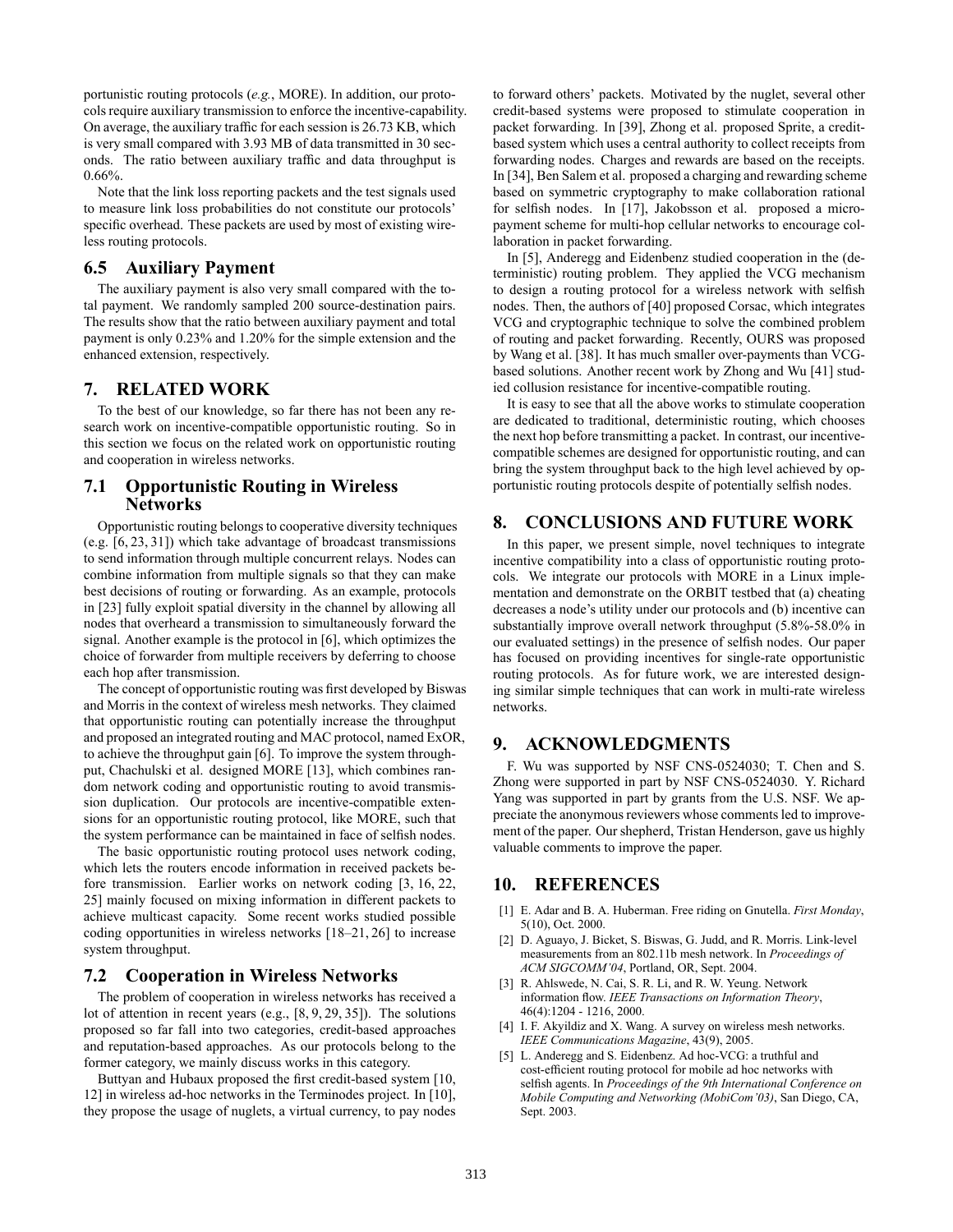portunistic routing protocols (*e.g.*, MORE). In addition, our protocols require auxiliary transmission to enforce the incentive-capability. On average, the auxiliary traffic for each session is 26.73 KB, which is very small compared with 3.93 MB of data transmitted in 30 seconds. The ratio between auxiliary traffic and data throughput is 0.66%.

Note that the link loss reporting packets and the test signals used to measure link loss probabilities do not constitute our protocols' specific overhead. These packets are used by most of existing wireless routing protocols.

### 6.5 Auxiliary Payment

The auxiliary payment is also very small compared with the total payment. We randomly sampled 200 source-destination pairs. The results show that the ratio between auxiliary payment and total payment is only 0.23% and 1.20% for the simple extension and the enhanced extension, respectively.

## 7. RELATED WORK

To the best of our knowledge, so far there has not been any research work on incentive-compatible opportunistic routing. So in this section we focus on the related work on opportunistic routing and cooperation in wireless networks.

### 7.1 Opportunistic Routing in Wireless Networks

Opportunistic routing belongs to cooperative diversity techniques (e.g. [6, 23, 31]) which take advantage of broadcast transmissions to send information through multiple concurrent relays. Nodes can combine information from multiple signals so that they can make best decisions of routing or forwarding. As an example, protocols in [23] fully exploit spatial diversity in the channel by allowing all nodes that overheard a transmission to simultaneously forward the signal. Another example is the protocol in [6], which optimizes the choice of forwarder from multiple receivers by deferring to choose each hop after transmission.

The concept of opportunistic routing was first developed by Biswas and Morris in the context of wireless mesh networks. They claimed that opportunistic routing can potentially increase the throughput and proposed an integrated routing and MAC protocol, named ExOR, to achieve the throughput gain [6]. To improve the system throughput, Chachulski et al. designed MORE [13], which combines random network coding and opportunistic routing to avoid transmission duplication. Our protocols are incentive-compatible extensions for an opportunistic routing protocol, like MORE, such that the system performance can be maintained in face of selfish nodes.

The basic opportunistic routing protocol uses network coding, which lets the routers encode information in received packets before transmission. Earlier works on network coding [3, 16, 22, 25] mainly focused on mixing information in different packets to achieve multicast capacity. Some recent works studied possible coding opportunities in wireless networks [18–21, 26] to increase system throughput.

### 7.2 Cooperation in Wireless Networks

The problem of cooperation in wireless networks has received a lot of attention in recent years (e.g., [8, 9, 29, 35]). The solutions proposed so far fall into two categories, credit-based approaches and reputation-based approaches. As our protocols belong to the former category, we mainly discuss works in this category.

Buttyan and Hubaux proposed the first credit-based system [10, 12] in wireless ad-hoc networks in the Terminodes project. In [10], they propose the usage of nuglets, a virtual currency, to pay nodes to forward others' packets. Motivated by the nuglet, several other credit-based systems were proposed to stimulate cooperation in packet forwarding. In [39], Zhong et al. proposed Sprite, a credit-based system which uses a central authority to collect receipts from forwarding nodes. Charges and rewards are based on the receipts. In [34], Ben Salem et al. proposed a charging and rewarding scheme based on symmetric cryptography to make collaboration rational for selfish nodes. In [17], Jakobsson et al. proposed a micro-payment scheme for multi-hop cellular networks to encourage collaboration in packet forwarding.

In [5], Anderegg and Eidenbenz studied cooperation in the (deterministic) routing problem. They applied the VCG mechanism to design a routing protocol for a wireless network with selfish nodes. Then, the authors of [40] proposed Corsac, which integrates VCG and cryptographic technique to solve the combined problem of routing and packet forwarding. Recently, OURS was proposed by Wang et al. [38]. It has much smaller over-payments than VCG-based solutions. Another recent work by Zhong and Wu [41] studied collusion resistance for incentive-compatible routing.

It is easy to see that all the above works to stimulate cooperation are dedicated to traditional, deterministic routing, which chooses the next hop before transmitting a packet. In contrast, our incentive-compatible schemes are designed for opportunistic routing, and can bring the system throughput back to the high level achieved by opportunistic routing protocols despite of potentially selfish nodes.

## 8. CONCLUSIONS AND FUTURE WORK

In this paper, we present simple, novel techniques to integrate incentive compatibility into a class of opportunistic routing protocols. We integrate our protocols with MORE in a Linux implementation and demonstrate on the ORBIT testbed that (a) cheating decreases a node's utility under our protocols and (b) incentive can substantially improve overall network throughput (5.8%-58.0% in our evaluated settings) in the presence of selfish nodes. Our paper has focused on providing incentives for single-rate opportunistic routing protocols. As for future work, we are interested designing similar simple techniques that can work in multi-rate wireless networks.

## 9. ACKNOWLEDGMENTS

F. Wu was supported by NSF CNS-0524030; T. Chen and S. Zhong were supported in part by NSF CNS-0524030. Y. Richard Yang was supported in part by grants from the U.S. NSF. We appreciate the anonymous reviewers whose comments led to improvement of the paper. Our shepherd, Tristan Henderson, gave us highly valuable comments to improve the paper.

## 10. REFERENCES

[1] E. Adar and B. A. Huberman. Free riding on Gnutella. *First Monday*, 5(10), Oct. 2000.

[2] D. Aguayo, J. Bicket, S. Biswas, G. Judd, and R. Morris. Link-level measurements from an 802.11b mesh network. In *Proceedings of ACM SIGCOMM'04*, Portland, OR, Sept. 2004.

[3] R. Ahlswede, N. Cai, S. R. Li, and R. W. Yeung. Network information flow. *IEEE Transactions on Information Theory*, 46(4):1204 - 1216, 2000.

[4] I. F. Akyildiz and X. Wang. A survey on wireless mesh networks. *IEEE Communications Magazine*, 43(9), 2005.

[5] L. Anderegg and S. Eidenbenz. Ad hoc-VCG: a truthful and cost-efficient routing protocol for mobile ad hoc networks with selfish agents. In *Proceedings of the 9th International Conference on Mobile Computing and Networking (MobiCom'03)*, San Diego, CA, Sept. 2003.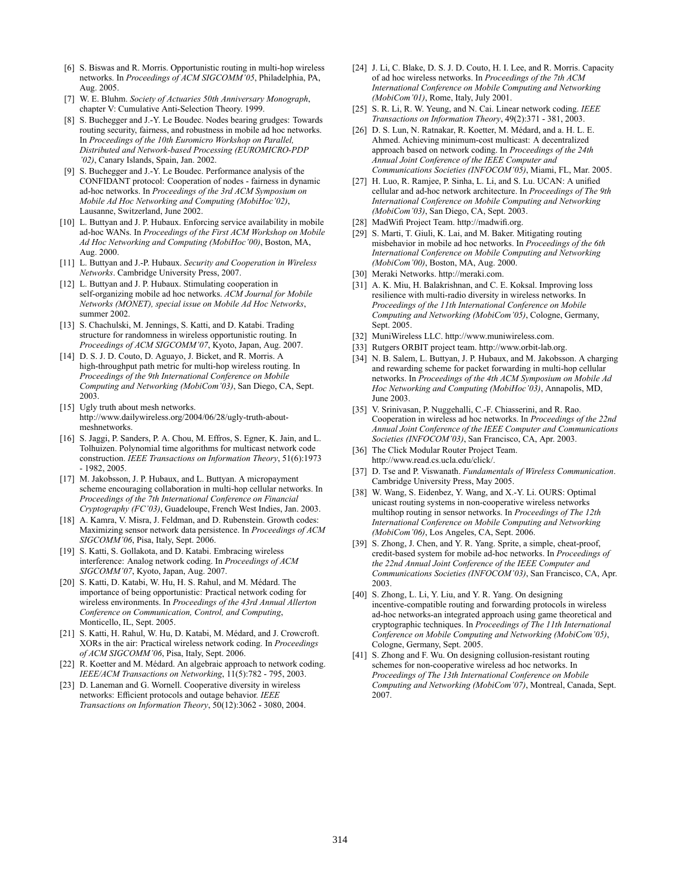[6] S. Biswas and R. Morris. Opportunistic routing in multi-hop wireless networks. In *Proceedings of ACM SIGCOMM'05*, Philadelphia, PA, Aug. 2005.

[7] W. E. Bluhm. *Society of Actuaries 50th Anniversary Monograph*, chapter V: Cumulative Anti-Selection Theory. 1999.

[8] S. Buchegger and J.-Y. Le Boudec. Nodes bearing grudges: Towards routing security, fairness, and robustness in mobile ad hoc networks. In *Proceedings of the 10th Euromicro Workshop on Parallel, Distributed and Network-based Processing (EUROMICRO-PDP '02)*, Canary Islands, Spain, Jan. 2002.

[9] S. Buchegger and J.-Y. Le Boudec. Performance analysis of the CONFIDANT protocol: Cooperation of nodes - fairness in dynamic ad-hoc networks. In *Proceedings of the 3rd ACM Symposium on Mobile Ad Hoc Networking and Computing (MobiHoc'02)*, Lausanne, Switzerland, June 2002.

[10] L. Buttyan and J. P. Hubaux. Enforcing service availability in mobile ad-hoc WANs. In *Proceedings of the First ACM Workshop on Mobile Ad Hoc Networking and Computing (MobiHoc'00)*, Boston, MA, Aug. 2000.

[11] L. Buttyan and J.-P. Hubaux. *Security and Cooperation in Wireless Networks*. Cambridge University Press, 2007.

[12] L. Buttyan and J. P. Hubaux. Stimulating cooperation in self-organizing mobile ad hoc networks. *ACM Journal for Mobile Networks (MONET), special issue on Mobile Ad Hoc Networks*, summer 2002.

[13] S. Chachulski, M. Jennings, S. Katti, and D. Katabi. Trading structure for randomness in wireless opportunistic routing. In *Proceedings of ACM SIGCOMM'07*, Kyoto, Japan, Aug. 2007.

[14] D. S. J. D. Couto, D. Aguayo, J. Bicket, and R. Morris. A high-throughput path metric for multi-hop wireless routing. In *Proceedings of the 9th International Conference on Mobile Computing and Networking (MobiCom'03)*, San Diego, CA, Sept. 2003.

[15] Ugly truth about mesh networks. http://www.dailywireless.org/2004/06/28/ugly-truth-about-meshnetworks.

[16] S. Jaggi, P. Sanders, P. A. Chou, M. Effros, S. Egner, K. Jain, and L. Tolhuizen. Polynomial time algorithms for multicast network code construction. *IEEE Transactions on Information Theory*, 51(6):1973 - 1982, 2005.

[17] M. Jakobsson, J. P. Hubaux, and L. Buttyan. A micropayment scheme encouraging collaboration in multi-hop cellular networks. In *Proceedings of the 7th International Conference on Financial Cryptography (FC'03)*, Guadeloupe, French West Indies, Jan. 2003.

[18] A. Kamra, V. Misra, J. Feldman, and D. Rubenstein. Growth codes: Maximizing sensor network data persistence. In *Proceedings of ACM SIGCOMM'06*, Pisa, Italy, Sept. 2006.

[19] S. Katti, S. Gollakota, and D. Katabi. Embracing wireless interference: Analog network coding. In *Proceedings of ACM SIGCOMM'07*, Kyoto, Japan, Aug. 2007.

[20] S. Katti, D. Katabi, W. Hu, H. S. Rahul, and M. Médard. The importance of being opportunistic: Practical network coding for wireless environments. In *Proceedings of the 43rd Annual Allerton Conference on Communication, Control, and Computing*, Monticello, IL, Sept. 2005.

[21] S. Katti, H. Rahul, W. Hu, D. Katabi, M. Médard, and J. Crowcroft. XORs in the air: Practical wireless network coding. In *Proceedings of ACM SIGCOMM'06*, Pisa, Italy, Sept. 2006.

[22] R. Koetter and M. Médard. An algebraic approach to network coding. *IEEE/ACM Transactions on Networking*, 11(5):782 - 795, 2003.

[23] D. Laneman and G. Wornell. Cooperative diversity in wireless networks: Efficient protocols and outage behavior. *IEEE Transactions on Information Theory*, 50(12):3062 - 3080, 2004.

[24] J. Li, C. Blake, D. S. J. D. Couto, H. I. Lee, and R. Morris. Capacity of ad hoc wireless networks. In *Proceedings of the 7th ACM International Conference on Mobile Computing and Networking (MobiCom'01)*, Rome, Italy, July 2001.

[25] S. R. Li, R. W. Yeung, and N. Cai. Linear network coding. *IEEE Transactions on Information Theory*, 49(2):371 - 381, 2003.

[26] D. S. Lun, N. Ratnakar, R. Koetter, M. Médard, and a. H. L. E. Ahmed. Achieving minimum-cost multicast: A decentralized approach based on network coding. In *Proceedings of the 24th Annual Joint Conference of the IEEE Computer and Communications Societies (INFOCOM'05)*, Miami, FL, Mar. 2005.

[27] H. Luo, R. Ramjee, P. Sinha, L. Li, and S. Lu. UCAN: A unified cellular and ad-hoc network architecture. In *Proceedings of The 9th International Conference on Mobile Computing and Networking (MobiCom'03)*, San Diego, CA, Sept. 2003.

[28] MadWifi Project Team. http://madwifi.org.

[29] S. Marti, T. Giuli, K. Lai, and M. Baker. Mitigating routing misbehavior in mobile ad hoc networks. In *Proceedings of the 6th International Conference on Mobile Computing and Networking (MobiCom'00)*, Boston, MA, Aug. 2000.

[30] Meraki Networks. http://meraki.com.

[31] A. K. Miu, H. Balakrishnan, and C. E. Koksal. Improving loss resilience with multi-radio diversity in wireless networks. In *Proceedings of the 11th International Conference on Mobile Computing and Networking (MobiCom'05)*, Cologne, Germany, Sept. 2005.

[32] MuniWireless LLC. http://www.muniwireless.com.

[33] Rutgers ORBIT project team. http://www.orbit-lab.org.

[34] N. B. Salem, L. Buttyan, J. P. Hubaux, and M. Jakobsson. A charging and rewarding scheme for packet forwarding in multi-hop cellular networks. In *Proceedings of the 4th ACM Symposium on Mobile Ad Hoc Networking and Computing (MobiHoc'03)*, Annapolis, MD, June 2003.

[35] V. Srinivasan, P. Nuggehalli, C.-F. Chiasserini, and R. Rao. Cooperation in wireless ad hoc networks. In *Proceedings of the 22nd Annual Joint Conference of the IEEE Computer and Communications Societies (INFOCOM'03)*, San Francisco, CA, Apr. 2003.

[36] The Click Modular Router Project Team. http://www.read.cs.ucla.edu/click/.

[37] D. Tse and P. Viswanath. *Fundamentals of Wireless Communication*. Cambridge University Press, May 2005.

[38] W. Wang, S. Eidenbez, Y. Wang, and X.-Y. Li. OURS: Optimal unicast routing systems in non-cooperative wireless networks multihop routing in sensor networks. In *Proceedings of The 12th International Conference on Mobile Computing and Networking (MobiCom'06)*, Los Angeles, CA, Sept. 2006.

[39] S. Zhong, J. Chen, and Y. R. Yang. Sprite, a simple, cheat-proof, credit-based system for mobile ad-hoc networks. In *Proceedings of the 22nd Annual Joint Conference of the IEEE Computer and Communications Societies (INFOCOM'03)*, San Francisco, CA, Apr. 2003.

[40] S. Zhong, L. Li, Y. Liu, and Y. R. Yang. On designing incentive-compatible routing and forwarding protocols in wireless ad-hoc networks-an integrated approach using game theoretical and cryptographic techniques. In *Proceedings of The 11th International Conference on Mobile Computing and Networking (MobiCom'05)*, Cologne, Germany, Sept. 2005.

[41] S. Zhong and F. Wu. On designing collusion-resistant routing schemes for non-cooperative wireless ad hoc networks. In *Proceedings of The 13th International Conference on Mobile Computing and Networking (MobiCom'07)*, Montreal, Canada, Sept. 2007.